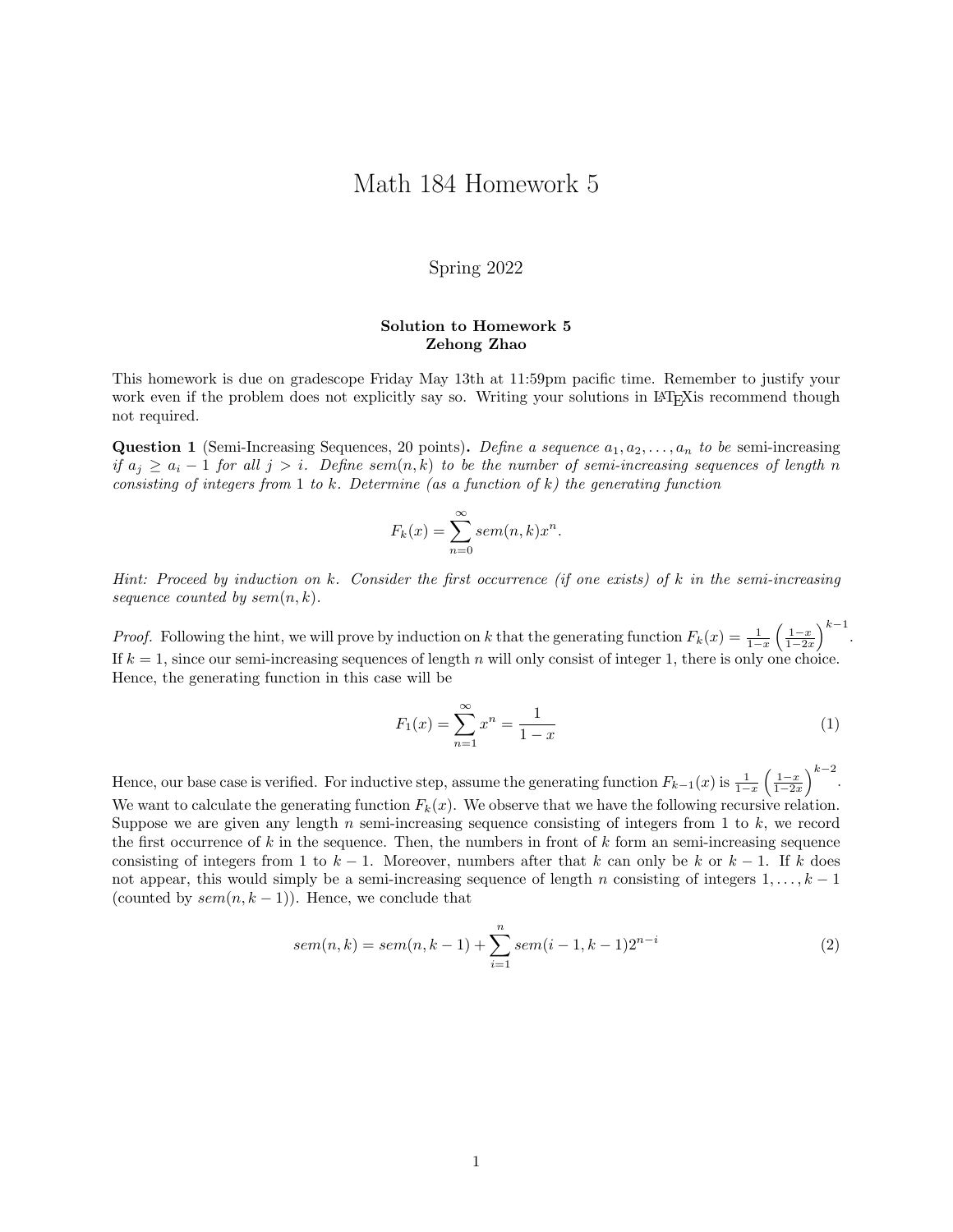# Math 184 Homework 5

Spring 2022

**Solution to Homework 5**
**Zehong Zhao**

This homework is due on gradescope Friday May 13th at 11:59pm pacific time. Remember to justify your work even if the problem does not explicitly say so. Writing your solutions in LaTeXis recommend though not required.

**Question 1** (Semi-Increasing Sequences, 20 points)**.** *Define a sequence $a_1, a_2, \ldots, a_n$ to be* semi-increasing *if $a_j \geq a_i - 1$ for all $j > i$. Define $sem(n,k)$ to be the number of semi-increasing sequences of length $n$ consisting of integers from 1 to $k$. Determine (as a function of $k$) the generating function*

$$F_k(x) = \sum_{n=0}^{\infty} sem(n,k)x^n.$$

*Hint: Proceed by induction on $k$. Consider the first occurrence (if one exists) of $k$ in the semi-increasing sequence counted by $sem(n,k)$.*

*Proof.* Following the hint, we will prove by induction on $k$ that the generating function $F_k(x) = \frac{1}{1-x}\left(\frac{1-x}{1-2x}\right)^{k-1}$. If $k = 1$, since our semi-increasing sequences of length $n$ will only consist of integer 1, there is only one choice. Hence, the generating function in this case will be

$$F_1(x) = \sum_{n=1}^{\infty} x^n = \frac{1}{1-x} \tag{1}$$

Hence, our base case is verified. For inductive step, assume the generating function $F_{k-1}(x)$ is $\frac{1}{1-x}\left(\frac{1-x}{1-2x}\right)^{k-2}$. We want to calculate the generating function $F_k(x)$. We observe that we have the following recursive relation. Suppose we are given any length $n$ semi-increasing sequence consisting of integers from 1 to $k$, we record the first occurrence of $k$ in the sequence. Then, the numbers in front of $k$ form an semi-increasing sequence consisting of integers from 1 to $k-1$. Moreover, numbers after that $k$ can only be $k$ or $k-1$. If $k$ does not appear, this would simply be a semi-increasing sequence of length $n$ consisting of integers $1, \ldots, k-1$ (counted by $sem(n, k-1)$). Hence, we conclude that

$$sem(n,k) = sem(n,k-1) + \sum_{i=1}^{n} sem(i-1,k-1)2^{n-i} \tag{2}$$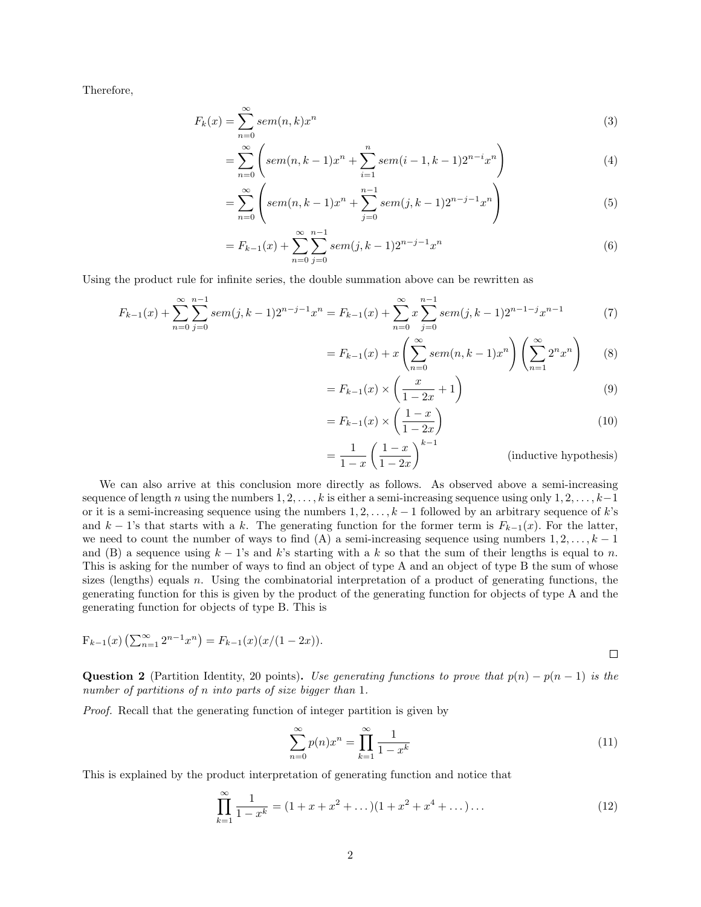Therefore,

$$
\begin{aligned}
F_k(x) &= \sum_{n=0}^{\infty} sem(n,k)x^n && (3)\\
&= \sum_{n=0}^{\infty} \left( sem(n,k-1)x^n + \sum_{i=1}^{n} sem(i-1,k-1)2^{n-i}x^n \right) && (4)\\
&= \sum_{n=0}^{\infty} \left( sem(n,k-1)x^n + \sum_{j=0}^{n-1} sem(j,k-1)2^{n-j-1}x^n \right) && (5)\\
&= F_{k-1}(x) + \sum_{n=0}^{\infty}\sum_{j=0}^{n-1} sem(j,k-1)2^{n-j-1}x^n && (6)
\end{aligned}
$$

Using the product rule for infinite series, the double summation above can be rewritten as

$$
\begin{aligned}
F_{k-1}(x) + \sum_{n=0}^{\infty}\sum_{j=0}^{n-1} sem(j,k-1)2^{n-j-1}x^n &= F_{k-1}(x) + \sum_{n=0}^{\infty} x \sum_{j=0}^{n-1} sem(j,k-1)2^{n-1-j}x^{n-1} && (7)\\
&= F_{k-1}(x) + x\left(\sum_{n=0}^{\infty} sem(n,k-1)x^n\right)\left(\sum_{n=1}^{\infty} 2^n x^n\right) && (8)\\
&= F_{k-1}(x) \times \left(\frac{x}{1-2x} + 1\right) && (9)\\
&= F_{k-1}(x) \times \left(\frac{1-x}{1-2x}\right) && (10)\\
&= \frac{1}{1-x}\left(\frac{1-x}{1-2x}\right)^{k-1} && \text{(inductive hypothesis)}
\end{aligned}
$$

We can also arrive at this conclusion more directly as follows. As observed above a semi-increasing sequence of length $n$ using the numbers $1, 2, \ldots, k$ is either a semi-increasing sequence using only $1, 2, \ldots, k-1$ or it is a semi-increasing sequence using the numbers $1, 2, \ldots, k-1$ followed by an arbitrary sequence of $k$'s and $k-1$'s that starts with a $k$. The generating function for the former term is $F_{k-1}(x)$. For the latter, we need to count the number of ways to find (A) a semi-increasing sequence using numbers $1, 2, \ldots, k-1$ and (B) a sequence using $k-1$'s and $k$'s starting with a $k$ so that the sum of their lengths is equal to $n$. This is asking for the number of ways to find an object of type A and an object of type B the sum of whose sizes (lengths) equals $n$. Using the combinatorial interpretation of a product of generating functions, the generating function for this is given by the product of the generating function for objects of type A and the generating function for objects of type B. This is

$\mathrm{F}_{k-1}(x)\left(\sum_{n=1}^{\infty} 2^{n-1}x^n\right) = F_{k-1}(x)(x/(1-2x))$.

□

**Question 2** (Partition Identity, 20 points). *Use generating functions to prove that $p(n) - p(n-1)$ is the number of partitions of $n$ into parts of size bigger than 1.*

*Proof.* Recall that the generating function of integer partition is given by

$$\sum_{n=0}^{\infty} p(n)x^n = \prod_{k=1}^{\infty} \frac{1}{1-x^k} \tag{11}$$

This is explained by the product interpretation of generating function and notice that

$$\prod_{k=1}^{\infty} \frac{1}{1-x^k} = (1 + x + x^2 + \ldots)(1 + x^2 + x^4 + \ldots)\ldots \tag{12}$$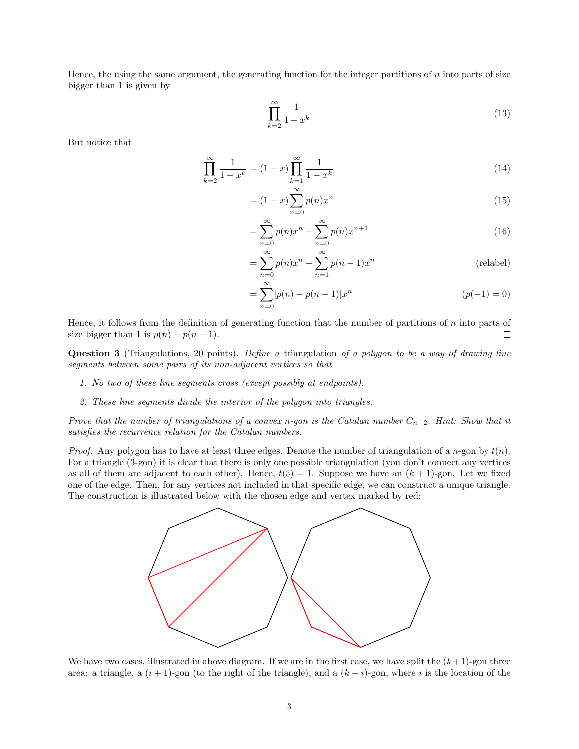Hence, the using the same argument, the generating function for the integer partitions of $n$ into parts of size bigger than 1 is given by

$$\prod_{k=2}^{\infty} \frac{1}{1-x^k} \tag{13}$$

But notice that

$$\begin{aligned}
\prod_{k=2}^{\infty} \frac{1}{1-x^k} &= (1-x)\prod_{k=1}^{\infty} \frac{1}{1-x^k} && (14)\\
&= (1-x)\sum_{n=0}^{\infty} p(n)x^n && (15)\\
&= \sum_{n=0}^{\infty} p(n)x^n - \sum_{n=0}^{\infty} p(n)x^{n+1} && (16)\\
&= \sum_{n=0}^{\infty} p(n)x^n - \sum_{n=1}^{\infty} p(n-1)x^n && \text{(relabel)}\\
&= \sum_{n=0}^{\infty} [p(n) - p(n-1)]x^n && (p(-1) = 0)
\end{aligned}$$

Hence, it follows from the definition of generating function that the number of partitions of $n$ into parts of size bigger than 1 is $p(n) - p(n-1)$. □

**Question 3** (Triangulations, 20 points)**.** *Define a* triangulation *of a polygon to be a way of drawing line segments between some pairs of its non-adjacent vertices so that*

1. *No two of these line segments cross (except possibly at endpoints).*
2. *These line segments divide the interior of the polygon into triangles.*

*Prove that the number of triangulations of a convex $n$-gon is the Catalan number $C_{n-2}$. Hint: Show that it satisfies the recurrence relation for the Catalan numbers.*

*Proof.* Any polygon has to have at least three edges. Denote the number of triangulation of a $n$-gon by $t(n)$. For a triangle (3-gon) it is clear that there is only one possible triangulation (you don't connect any vertices as all of them are adjacent to each other). Hence, $t(3) = 1$. Suppose we have an $(k+1)$-gon. Let we fixed one of the edge. Then, for any vertices not included in that specific edge, we can construct a unique triangle. The construction is illustrated below with the chosen edge and vertex marked by red:

We have two cases, illustrated in above diagram. If we are in the first case, we have split the $(k+1)$-gon three area: a triangle, a $(i+1)$-gon (to the right of the triangle), and a $(k-i)$-gon, where $i$ is the location of the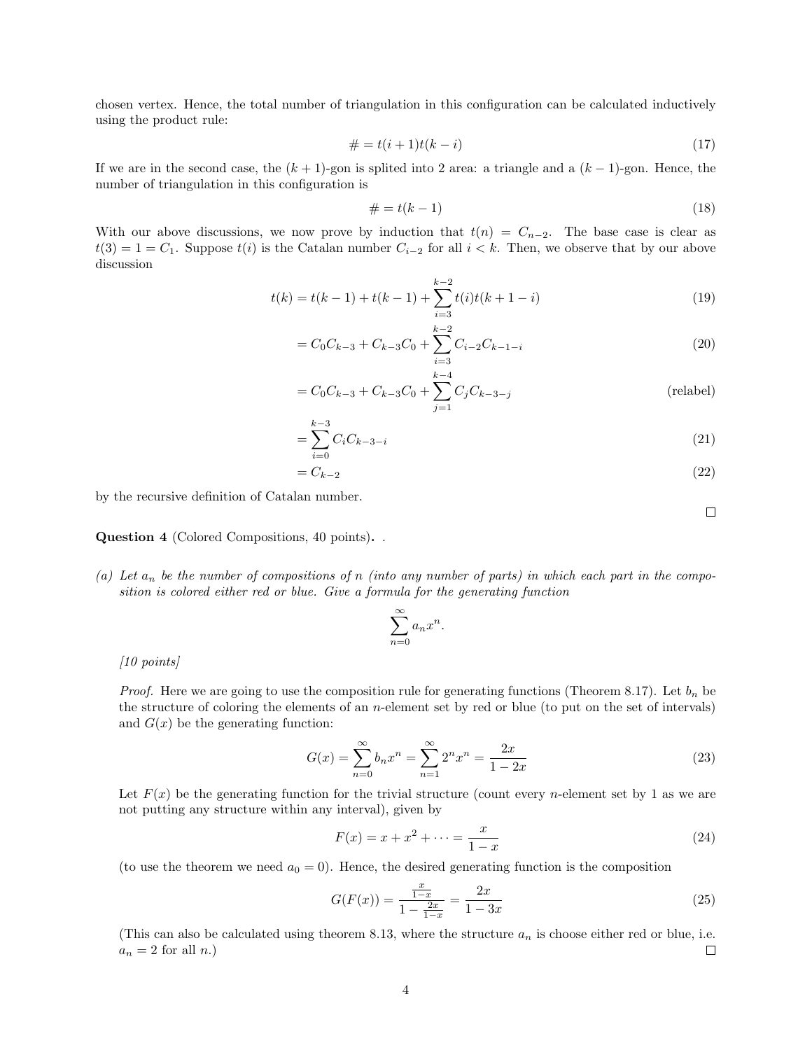chosen vertex. Hence, the total number of triangulation in this configuration can be calculated inductively using the product rule:

$$\# = t(i+1)t(k-i) \tag{17}$$

If we are in the second case, the $(k+1)$-gon is splited into 2 area: a triangle and a $(k-1)$-gon. Hence, the number of triangulation in this configuration is

$$\# = t(k-1) \tag{18}$$

With our above discussions, we now prove by induction that $t(n) = C_{n-2}$. The base case is clear as $t(3) = 1 = C_1$. Suppose $t(i)$ is the Catalan number $C_{i-2}$ for all $i < k$. Then, we observe that by our above discussion

$$t(k) = t(k-1) + t(k-1) + \sum_{i=3}^{k-2} t(i)t(k+1-i) \tag{19}$$

$$= C_0 C_{k-3} + C_{k-3} C_0 + \sum_{i=3}^{k-2} C_{i-2} C_{k-1-i} \tag{20}$$

$$= C_0 C_{k-3} + C_{k-3} C_0 + \sum_{j=1}^{k-4} C_j C_{k-3-j} \tag{relabel}$$

$$= \sum_{i=0}^{k-3} C_i C_{k-3-i} \tag{21}$$

$$= C_{k-2} \tag{22}$$

by the recursive definition of Catalan number.

□

**Question 4** (Colored Compositions, 40 points)**.** .

(a) *Let $a_n$ be the number of compositions of $n$ (into any number of parts) in which each part in the composition is colored either red or blue. Give a formula for the generating function*

$$\sum_{n=0}^{\infty} a_n x^n.$$

*[10 points]*

*Proof.* Here we are going to use the composition rule for generating functions (Theorem 8.17). Let $b_n$ be the structure of coloring the elements of an $n$-element set by red or blue (to put on the set of intervals) and $G(x)$ be the generating function:

$$G(x) = \sum_{n=0}^{\infty} b_n x^n = \sum_{n=1}^{\infty} 2^n x^n = \frac{2x}{1-2x} \tag{23}$$

Let $F(x)$ be the generating function for the trivial structure (count every $n$-element set by 1 as we are not putting any structure within any interval), given by

$$F(x) = x + x^2 + \cdots = \frac{x}{1-x} \tag{24}$$

(to use the theorem we need $a_0 = 0$). Hence, the desired generating function is the composition

$$G(F(x)) = \frac{\frac{x}{1-x}}{1 - \frac{2x}{1-x}} = \frac{2x}{1-3x} \tag{25}$$

(This can also be calculated using theorem 8.13, where the structure $a_n$ is choose either red or blue, i.e. $a_n = 2$ for all $n$.) □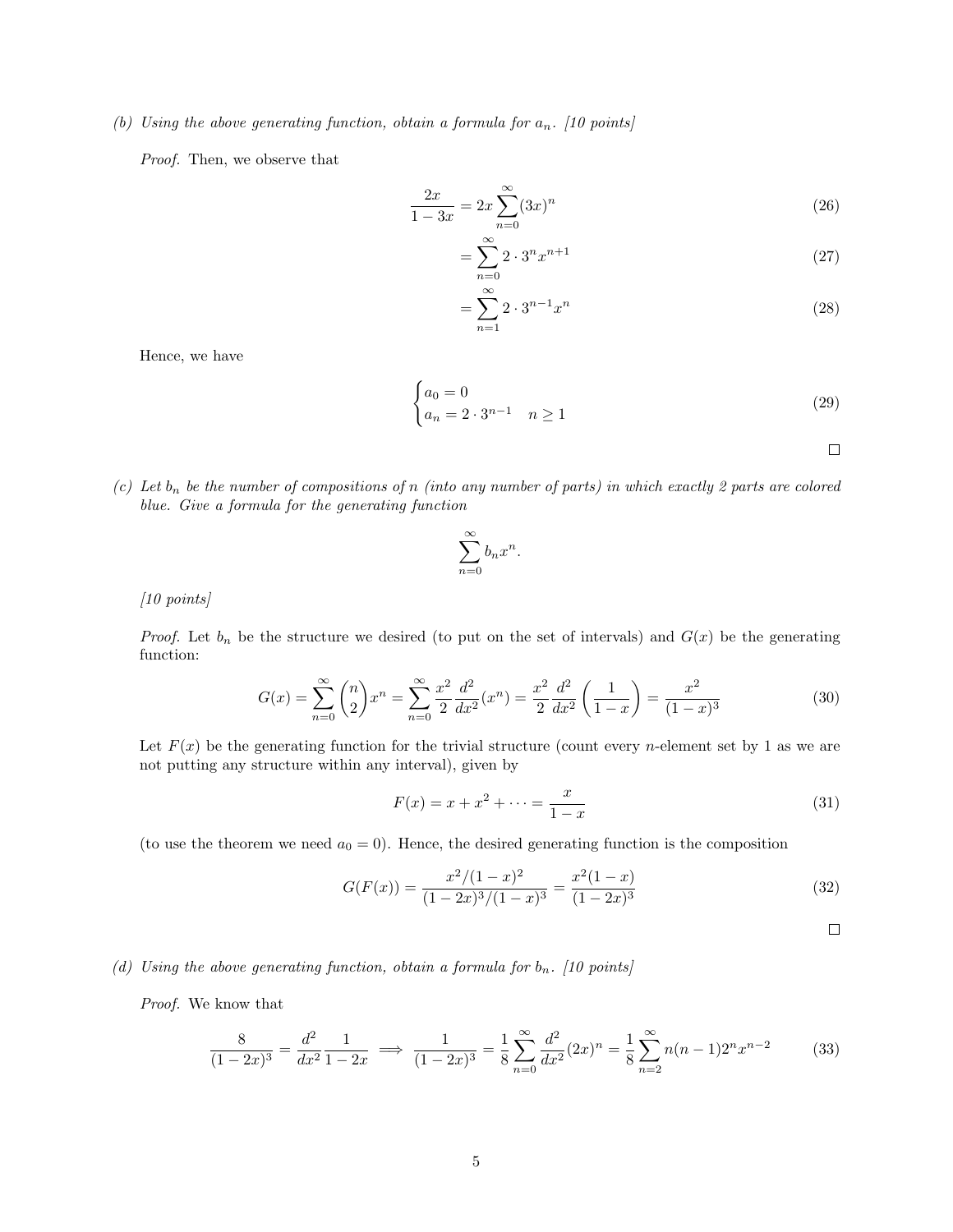*(b) Using the above generating function, obtain a formula for $a_n$. [10 points]*

*Proof.* Then, we observe that

$$\frac{2x}{1-3x} = 2x\sum_{n=0}^{\infty}(3x)^n \tag{26}$$

$$= \sum_{n=0}^{\infty} 2\cdot 3^n x^{n+1} \tag{27}$$

$$= \sum_{n=1}^{\infty} 2\cdot 3^{n-1} x^n \tag{28}$$

Hence, we have

$$\begin{cases} a_0 = 0 \\ a_n = 2\cdot 3^{n-1} \quad n \geq 1 \end{cases} \tag{29}$$

□

*(c) Let $b_n$ be the number of compositions of $n$ (into any number of parts) in which exactly 2 parts are colored blue. Give a formula for the generating function*

$$\sum_{n=0}^{\infty} b_n x^n.$$

*[10 points]*

*Proof.* Let $b_n$ be the structure we desired (to put on the set of intervals) and $G(x)$ be the generating function:

$$G(x) = \sum_{n=0}^{\infty}\binom{n}{2}x^n = \sum_{n=0}^{\infty}\frac{x^2}{2}\frac{d^2}{dx^2}(x^n) = \frac{x^2}{2}\frac{d^2}{dx^2}\left(\frac{1}{1-x}\right) = \frac{x^2}{(1-x)^3} \tag{30}$$

Let $F(x)$ be the generating function for the trivial structure (count every $n$-element set by 1 as we are not putting any structure within any interval), given by

$$F(x) = x + x^2 + \cdots = \frac{x}{1-x} \tag{31}$$

(to use the theorem we need $a_0 = 0$). Hence, the desired generating function is the composition

$$G(F(x)) = \frac{x^2/(1-x)^2}{(1-2x)^3/(1-x)^3} = \frac{x^2(1-x)}{(1-2x)^3} \tag{32}$$

□

*(d) Using the above generating function, obtain a formula for $b_n$. [10 points]*

*Proof.* We know that

$$\frac{8}{(1-2x)^3} = \frac{d^2}{dx^2}\frac{1}{1-2x} \implies \frac{1}{(1-2x)^3} = \frac{1}{8}\sum_{n=0}^{\infty}\frac{d^2}{dx^2}(2x)^n = \frac{1}{8}\sum_{n=2}^{\infty}n(n-1)2^n x^{n-2} \tag{33}$$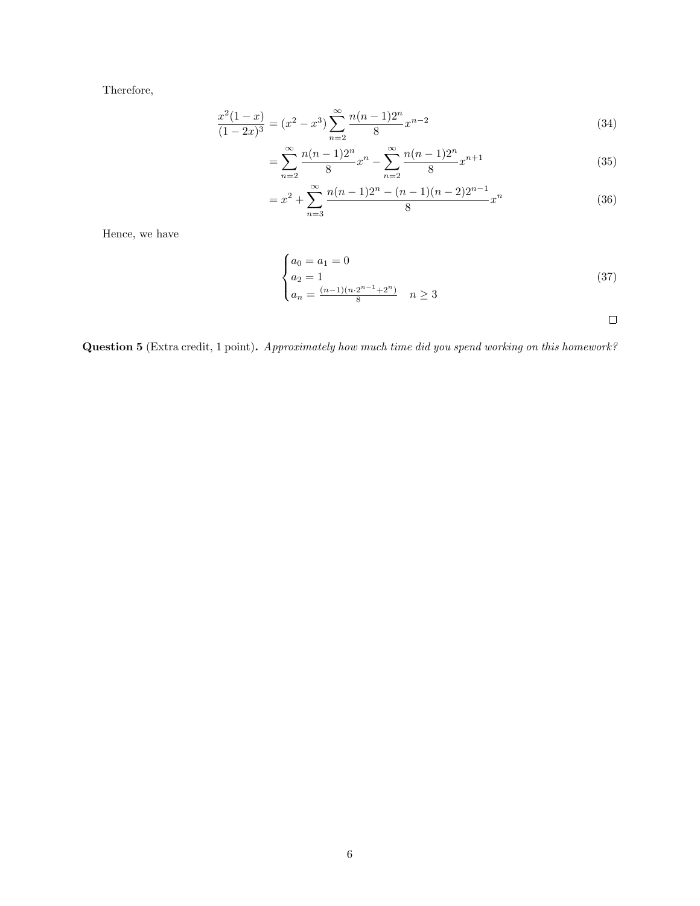Therefore,

$$
\begin{aligned}
\frac{x^2(1-x)}{(1-2x)^3} &= (x^2 - x^3)\sum_{n=2}^{\infty} \frac{n(n-1)2^n}{8} x^{n-2} && (34)\\
&= \sum_{n=2}^{\infty} \frac{n(n-1)2^n}{8} x^n - \sum_{n=2}^{\infty} \frac{n(n-1)2^n}{8} x^{n+1} && (35)\\
&= x^2 + \sum_{n=3}^{\infty} \frac{n(n-1)2^n - (n-1)(n-2)2^{n-1}}{8} x^n && (36)
\end{aligned}
$$

Hence, we have

$$
\begin{cases}
a_0 = a_1 = 0 \\
a_2 = 1 \\
a_n = \frac{(n-1)(n \cdot 2^{n-1} + 2^n)}{8} \quad n \geq 3
\end{cases}
\tag{37}
$$

□

**Question 5** (Extra credit, 1 point)**.** *Approximately how much time did you spend working on this homework?*